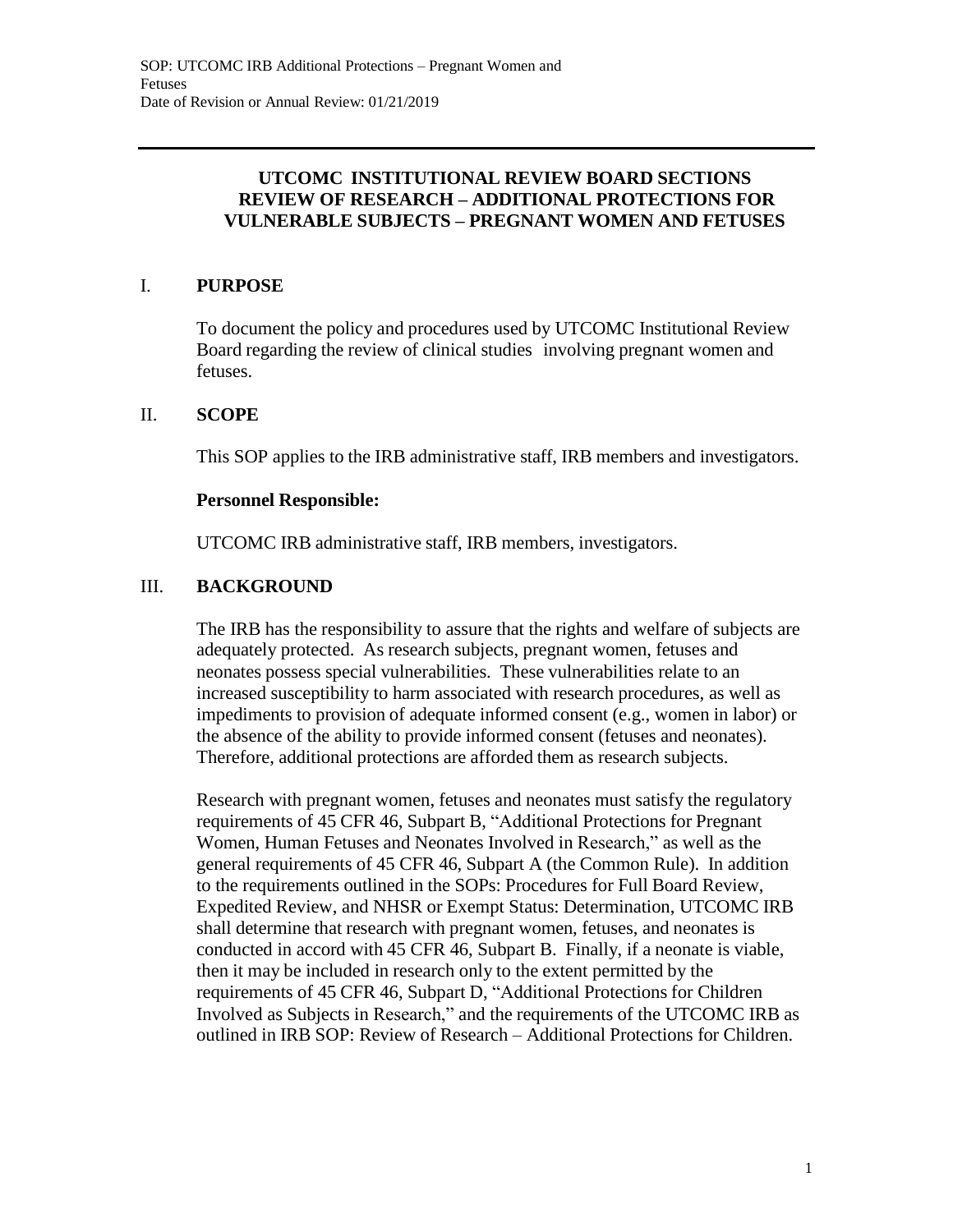# UTCOMC INSTITUTIONAL REVIEW BOARD SECTIONS REVIEW OF RESEARCH – ADDITIONAL PROTECTIONS FOR VULNERABLE SUBJECTS – PREGNANT WOMEN AND FETUSES

## I. PURPOSE

To document the policy and procedures used by UTCOMC Institutional Review Board regarding the review of clinical studies involving pregnant women and fetuses.

## II. SCOPE

This SOP applies to the IRB administrative staff, IRB members and investigators.

**Personnel Responsible:**

UTCOMC IRB administrative staff, IRB members, investigators.

## III. BACKGROUND

The IRB has the responsibility to assure that the rights and welfare of subjects are adequately protected. As research subjects, pregnant women, fetuses and neonates possess special vulnerabilities. These vulnerabilities relate to an increased susceptibility to harm associated with research procedures, as well as impediments to provision of adequate informed consent (e.g., women in labor) or the absence of the ability to provide informed consent (fetuses and neonates). Therefore, additional protections are afforded them as research subjects.

Research with pregnant women, fetuses and neonates must satisfy the regulatory requirements of 45 CFR 46, Subpart B, "Additional Protections for Pregnant Women, Human Fetuses and Neonates Involved in Research," as well as the general requirements of 45 CFR 46, Subpart A (the Common Rule). In addition to the requirements outlined in the SOPs: Procedures for Full Board Review, Expedited Review, and NHSR or Exempt Status: Determination, UTCOMC IRB shall determine that research with pregnant women, fetuses, and neonates is conducted in accord with 45 CFR 46, Subpart B. Finally, if a neonate is viable, then it may be included in research only to the extent permitted by the requirements of 45 CFR 46, Subpart D, "Additional Protections for Children Involved as Subjects in Research," and the requirements of the UTCOMC IRB as outlined in IRB SOP: Review of Research – Additional Protections for Children.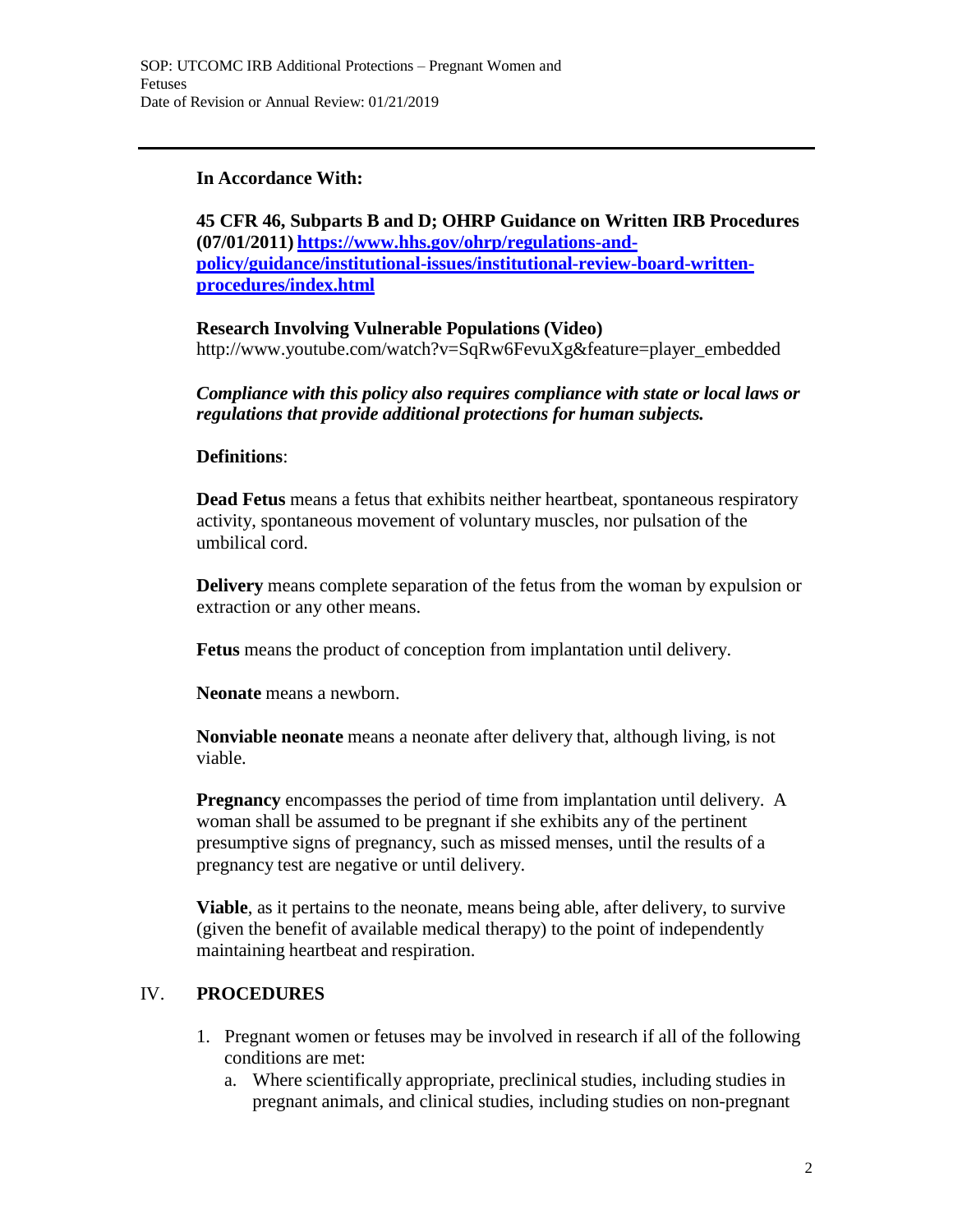**In Accordance With:**

**45 CFR 46, Subparts B and D; OHRP Guidance on Written IRB Procedures (07/01/2011) [https://www.hhs.gov/ohrp/regulations-and-policy/guidance/institutional-issues/institutional-review-board-written-procedures/index.html](https://www.hhs.gov/ohrp/regulations-and-policy/guidance/institutional-issues/institutional-review-board-written-procedures/index.html)**

**Research Involving Vulnerable Populations (Video)**
http://www.youtube.com/watch?v=SqRw6FevuXg&feature=player_embedded

***Compliance with this policy also requires compliance with state or local laws or regulations that provide additional protections for human subjects.***

**Definitions**:

**Dead Fetus** means a fetus that exhibits neither heartbeat, spontaneous respiratory activity, spontaneous movement of voluntary muscles, nor pulsation of the umbilical cord.

**Delivery** means complete separation of the fetus from the woman by expulsion or extraction or any other means.

**Fetus** means the product of conception from implantation until delivery.

**Neonate** means a newborn.

**Nonviable neonate** means a neonate after delivery that, although living, is not viable.

**Pregnancy** encompasses the period of time from implantation until delivery. A woman shall be assumed to be pregnant if she exhibits any of the pertinent presumptive signs of pregnancy, such as missed menses, until the results of a pregnancy test are negative or until delivery.

**Viable**, as it pertains to the neonate, means being able, after delivery, to survive (given the benefit of available medical therapy) to the point of independently maintaining heartbeat and respiration.

## IV. PROCEDURES

1. Pregnant women or fetuses may be involved in research if all of the following conditions are met:
   a. Where scientifically appropriate, preclinical studies, including studies in pregnant animals, and clinical studies, including studies on non-pregnant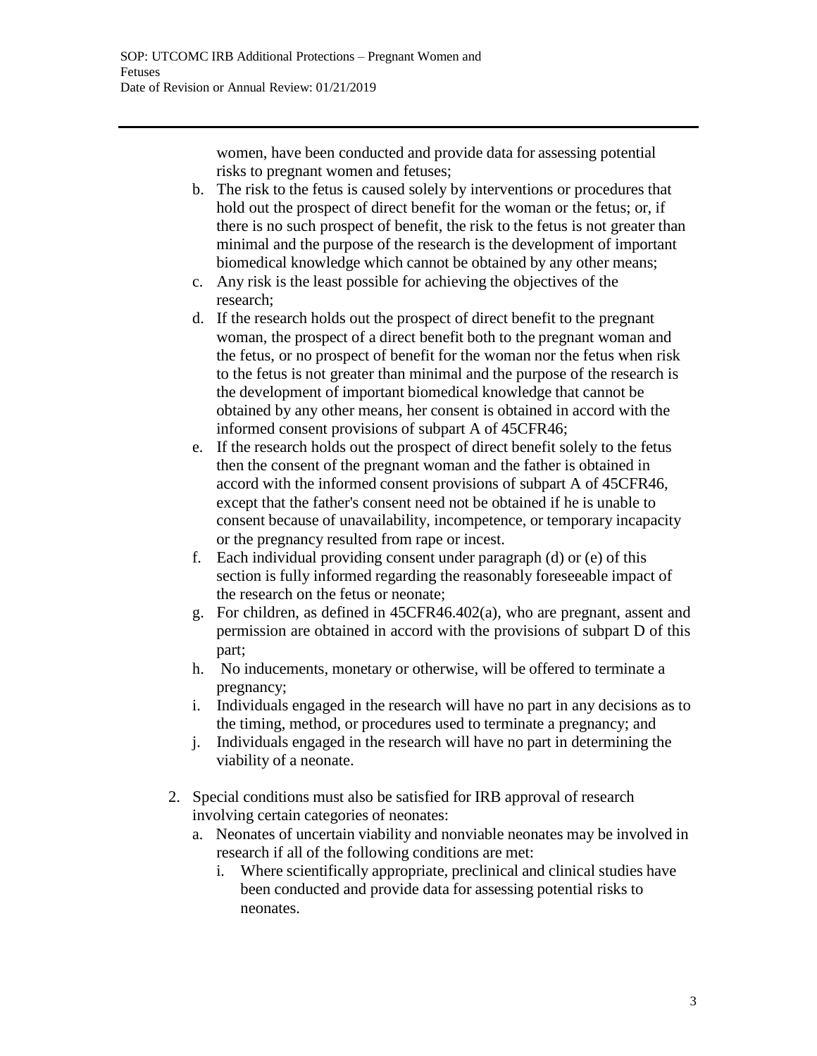women, have been conducted and provide data for assessing potential risks to pregnant women and fetuses;

b. The risk to the fetus is caused solely by interventions or procedures that hold out the prospect of direct benefit for the woman or the fetus; or, if there is no such prospect of benefit, the risk to the fetus is not greater than minimal and the purpose of the research is the development of important biomedical knowledge which cannot be obtained by any other means;

c. Any risk is the least possible for achieving the objectives of the research;

d. If the research holds out the prospect of direct benefit to the pregnant woman, the prospect of a direct benefit both to the pregnant woman and the fetus, or no prospect of benefit for the woman nor the fetus when risk to the fetus is not greater than minimal and the purpose of the research is the development of important biomedical knowledge that cannot be obtained by any other means, her consent is obtained in accord with the informed consent provisions of subpart A of 45CFR46;

e. If the research holds out the prospect of direct benefit solely to the fetus then the consent of the pregnant woman and the father is obtained in accord with the informed consent provisions of subpart A of 45CFR46, except that the father's consent need not be obtained if he is unable to consent because of unavailability, incompetence, or temporary incapacity or the pregnancy resulted from rape or incest.

f. Each individual providing consent under paragraph (d) or (e) of this section is fully informed regarding the reasonably foreseeable impact of the research on the fetus or neonate;

g. For children, as defined in 45CFR46.402(a), who are pregnant, assent and permission are obtained in accord with the provisions of subpart D of this part;

h. No inducements, monetary or otherwise, will be offered to terminate a pregnancy;

i. Individuals engaged in the research will have no part in any decisions as to the timing, method, or procedures used to terminate a pregnancy; and

j. Individuals engaged in the research will have no part in determining the viability of a neonate.

2. Special conditions must also be satisfied for IRB approval of research involving certain categories of neonates:

   a. Neonates of uncertain viability and nonviable neonates may be involved in research if all of the following conditions are met:

      i. Where scientifically appropriate, preclinical and clinical studies have been conducted and provide data for assessing potential risks to neonates.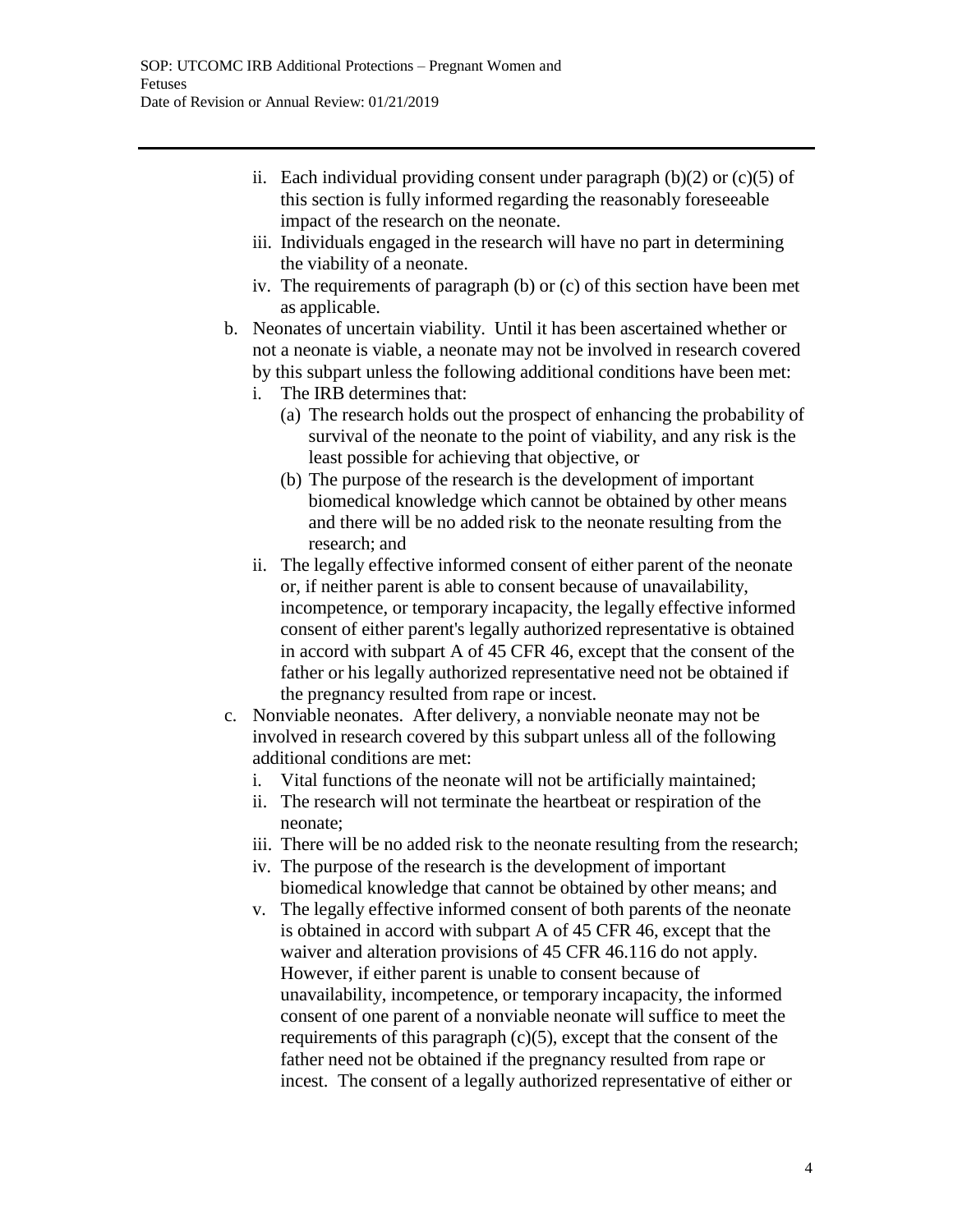- ii. Each individual providing consent under paragraph (b)(2) or (c)(5) of this section is fully informed regarding the reasonably foreseeable impact of the research on the neonate.
- iii. Individuals engaged in the research will have no part in determining the viability of a neonate.
- iv. The requirements of paragraph (b) or (c) of this section have been met as applicable.

b. Neonates of uncertain viability. Until it has been ascertained whether or not a neonate is viable, a neonate may not be involved in research covered by this subpart unless the following additional conditions have been met:

- i. The IRB determines that:
  - (a) The research holds out the prospect of enhancing the probability of survival of the neonate to the point of viability, and any risk is the least possible for achieving that objective, or
  - (b) The purpose of the research is the development of important biomedical knowledge which cannot be obtained by other means and there will be no added risk to the neonate resulting from the research; and
- ii. The legally effective informed consent of either parent of the neonate or, if neither parent is able to consent because of unavailability, incompetence, or temporary incapacity, the legally effective informed consent of either parent's legally authorized representative is obtained in accord with subpart A of 45 CFR 46, except that the consent of the father or his legally authorized representative need not be obtained if the pregnancy resulted from rape or incest.

c. Nonviable neonates. After delivery, a nonviable neonate may not be involved in research covered by this subpart unless all of the following additional conditions are met:

- i. Vital functions of the neonate will not be artificially maintained;
- ii. The research will not terminate the heartbeat or respiration of the neonate;
- iii. There will be no added risk to the neonate resulting from the research;
- iv. The purpose of the research is the development of important biomedical knowledge that cannot be obtained by other means; and
- v. The legally effective informed consent of both parents of the neonate is obtained in accord with subpart A of 45 CFR 46, except that the waiver and alteration provisions of 45 CFR 46.116 do not apply. However, if either parent is unable to consent because of unavailability, incompetence, or temporary incapacity, the informed consent of one parent of a nonviable neonate will suffice to meet the requirements of this paragraph (c)(5), except that the consent of the father need not be obtained if the pregnancy resulted from rape or incest. The consent of a legally authorized representative of either or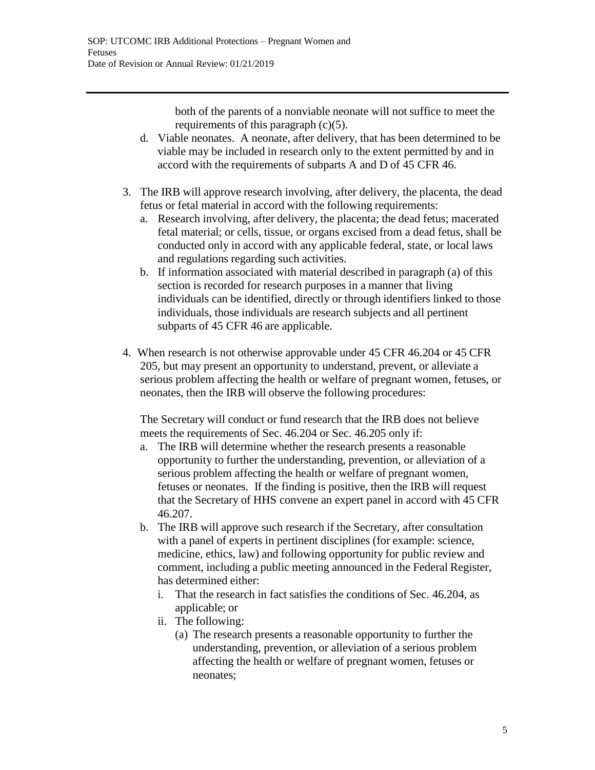both of the parents of a nonviable neonate will not suffice to meet the requirements of this paragraph (c)(5).

d. Viable neonates. A neonate, after delivery, that has been determined to be viable may be included in research only to the extent permitted by and in accord with the requirements of subparts A and D of 45 CFR 46.

3. The IRB will approve research involving, after delivery, the placenta, the dead fetus or fetal material in accord with the following requirements:
   a. Research involving, after delivery, the placenta; the dead fetus; macerated fetal material; or cells, tissue, or organs excised from a dead fetus, shall be conducted only in accord with any applicable federal, state, or local laws and regulations regarding such activities.
   b. If information associated with material described in paragraph (a) of this section is recorded for research purposes in a manner that living individuals can be identified, directly or through identifiers linked to those individuals, those individuals are research subjects and all pertinent subparts of 45 CFR 46 are applicable.

4. When research is not otherwise approvable under 45 CFR 46.204 or 45 CFR 205, but may present an opportunity to understand, prevent, or alleviate a serious problem affecting the health or welfare of pregnant women, fetuses, or neonates, then the IRB will observe the following procedures:

   The Secretary will conduct or fund research that the IRB does not believe meets the requirements of Sec. 46.204 or Sec. 46.205 only if:

   a. The IRB will determine whether the research presents a reasonable opportunity to further the understanding, prevention, or alleviation of a serious problem affecting the health or welfare of pregnant women, fetuses or neonates. If the finding is positive, then the IRB will request that the Secretary of HHS convene an expert panel in accord with 45 CFR 46.207.
   b. The IRB will approve such research if the Secretary, after consultation with a panel of experts in pertinent disciplines (for example: science, medicine, ethics, law) and following opportunity for public review and comment, including a public meeting announced in the Federal Register, has determined either:
      i. That the research in fact satisfies the conditions of Sec. 46.204, as applicable; or
      ii. The following:
         (a) The research presents a reasonable opportunity to further the understanding, prevention, or alleviation of a serious problem affecting the health or welfare of pregnant women, fetuses or neonates;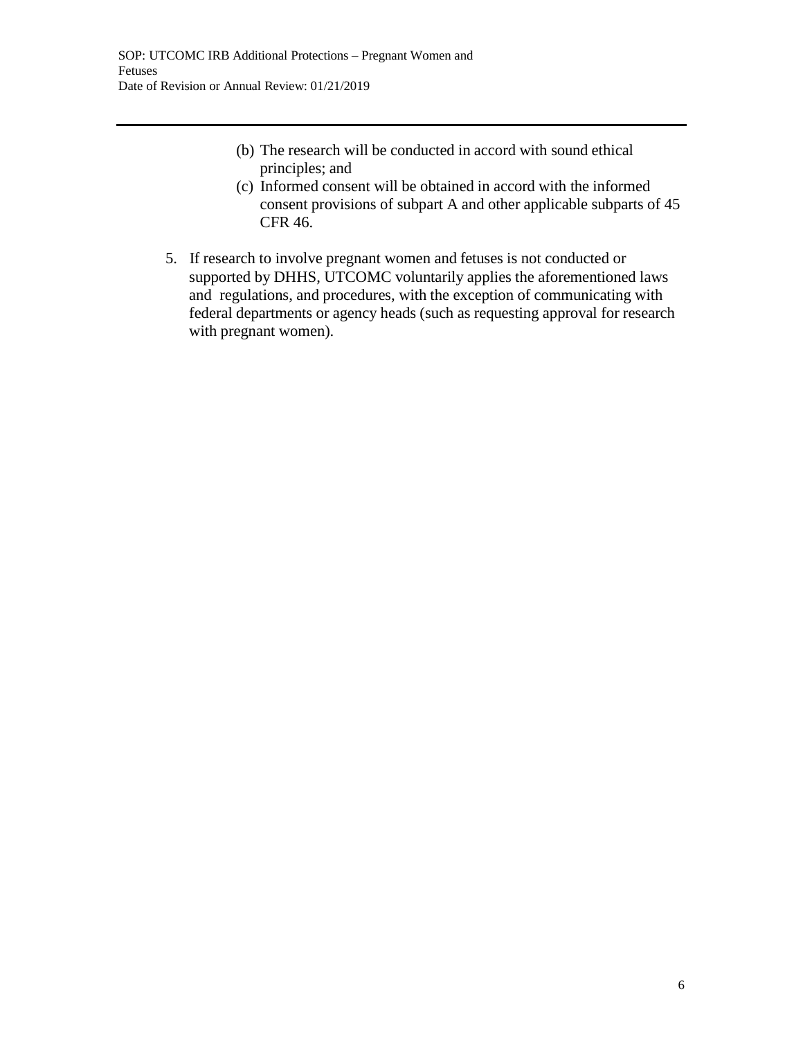(b) The research will be conducted in accord with sound ethical principles; and

(c) Informed consent will be obtained in accord with the informed consent provisions of subpart A and other applicable subparts of 45 CFR 46.

5. If research to involve pregnant women and fetuses is not conducted or supported by DHHS, UTCOMC voluntarily applies the aforementioned laws and regulations, and procedures, with the exception of communicating with federal departments or agency heads (such as requesting approval for research with pregnant women).